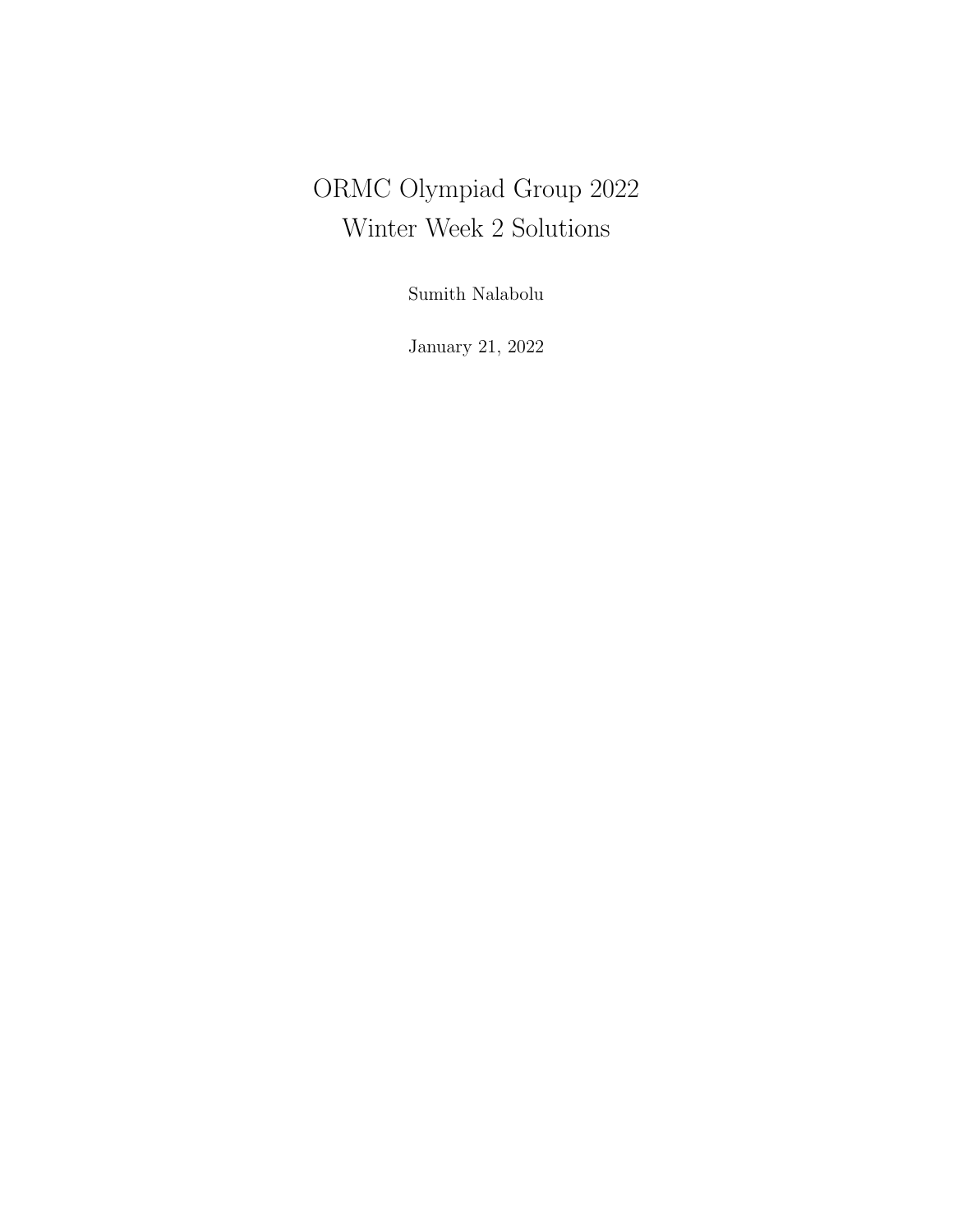# ORMC Olympiad Group 2022
# Winter Week 2 Solutions

Sumith Nalabolu

January 21, 2022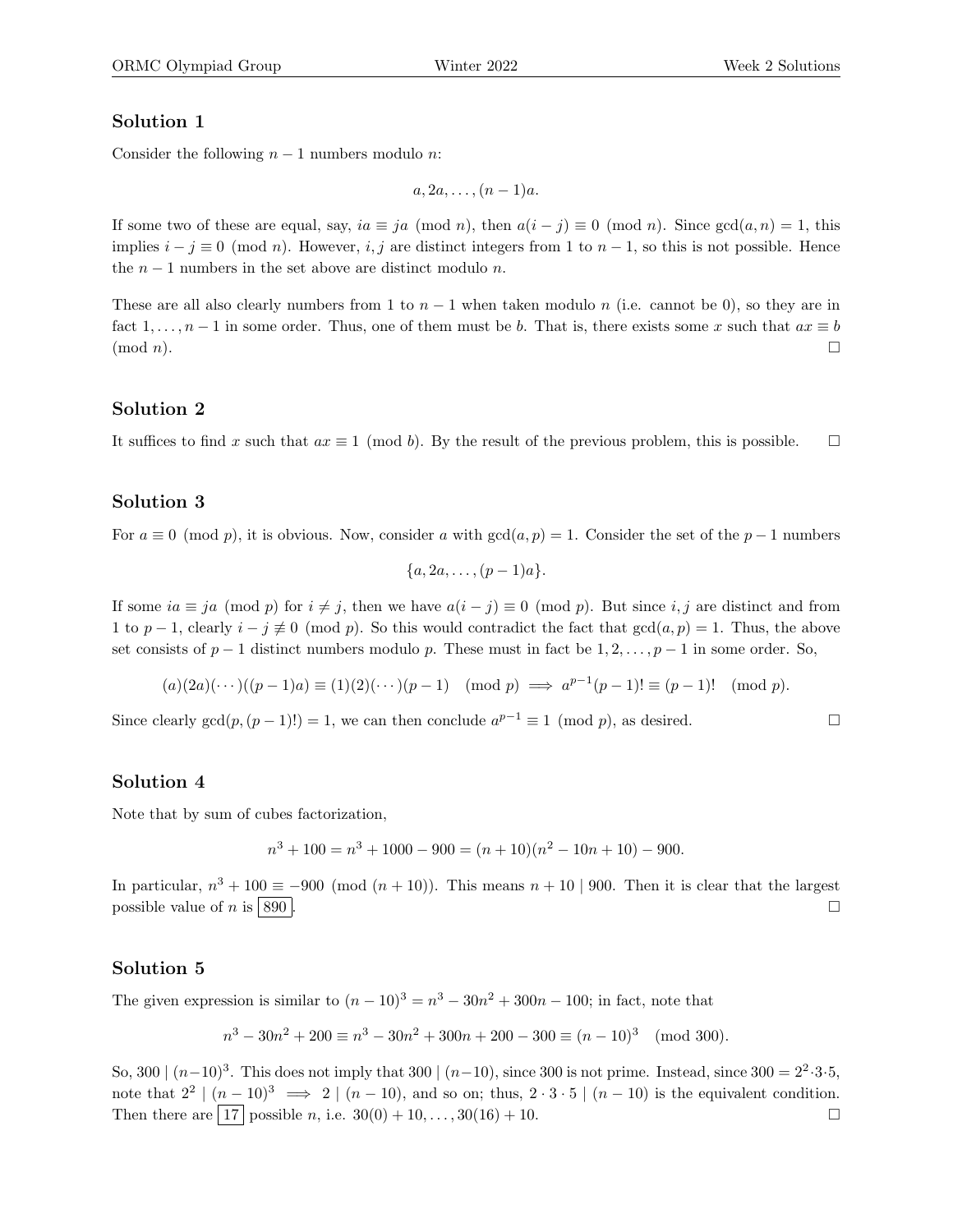## Solution 1

Consider the following $n-1$ numbers modulo $n$:

$$a, 2a, \ldots, (n-1)a.$$

If some two of these are equal, say, $ia \equiv ja \pmod{n}$, then $a(i-j) \equiv 0 \pmod{n}$. Since $\gcd(a,n) = 1$, this implies $i - j \equiv 0 \pmod{n}$. However, $i, j$ are distinct integers from 1 to $n-1$, so this is not possible. Hence the $n-1$ numbers in the set above are distinct modulo $n$.

These are all also clearly numbers from 1 to $n-1$ when taken modulo $n$ (i.e. cannot be 0), so they are in fact $1, \ldots, n-1$ in some order. Thus, one of them must be $b$. That is, there exists some $x$ such that $ax \equiv b \pmod{n}$. $\square$

## Solution 2

It suffices to find $x$ such that $ax \equiv 1 \pmod{b}$. By the result of the previous problem, this is possible. $\square$

## Solution 3

For $a \equiv 0 \pmod{p}$, it is obvious. Now, consider $a$ with $\gcd(a,p) = 1$. Consider the set of the $p-1$ numbers

$$\{a, 2a, \ldots, (p-1)a\}.$$

If some $ia \equiv ja \pmod{p}$ for $i \neq j$, then we have $a(i-j) \equiv 0 \pmod{p}$. But since $i, j$ are distinct and from 1 to $p-1$, clearly $i - j \not\equiv 0 \pmod{p}$. So this would contradict the fact that $\gcd(a,p) = 1$. Thus, the above set consists of $p-1$ distinct numbers modulo $p$. These must in fact be $1, 2, \ldots, p-1$ in some order. So,

$$(a)(2a)(\cdots)((p-1)a) \equiv (1)(2)(\cdots)(p-1) \pmod{p} \implies a^{p-1}(p-1)! \equiv (p-1)! \pmod{p}.$$

Since clearly $\gcd(p, (p-1)!) = 1$, we can then conclude $a^{p-1} \equiv 1 \pmod{p}$, as desired. $\square$

## Solution 4

Note that by sum of cubes factorization,

$$n^3 + 100 = n^3 + 1000 - 900 = (n+10)(n^2 - 10n + 10) - 900.$$

In particular, $n^3 + 100 \equiv -900 \pmod{(n+10)}$. This means $n + 10 \mid 900$. Then it is clear that the largest possible value of $n$ is $\boxed{890}$. $\square$

## Solution 5

The given expression is similar to $(n-10)^3 = n^3 - 30n^2 + 300n - 100$; in fact, note that

$$n^3 - 30n^2 + 200 \equiv n^3 - 30n^2 + 300n + 200 - 300 \equiv (n-10)^3 \pmod{300}.$$

So, $300 \mid (n-10)^3$. This does not imply that $300 \mid (n-10)$, since 300 is not prime. Instead, since $300 = 2^2 \cdot 3 \cdot 5$, note that $2^2 \mid (n-10)^3 \implies 2 \mid (n-10)$, and so on; thus, $2 \cdot 3 \cdot 5 \mid (n-10)$ is the equivalent condition. Then there are $\boxed{17}$ possible $n$, i.e. $30(0) + 10, \ldots, 30(16) + 10$. $\square$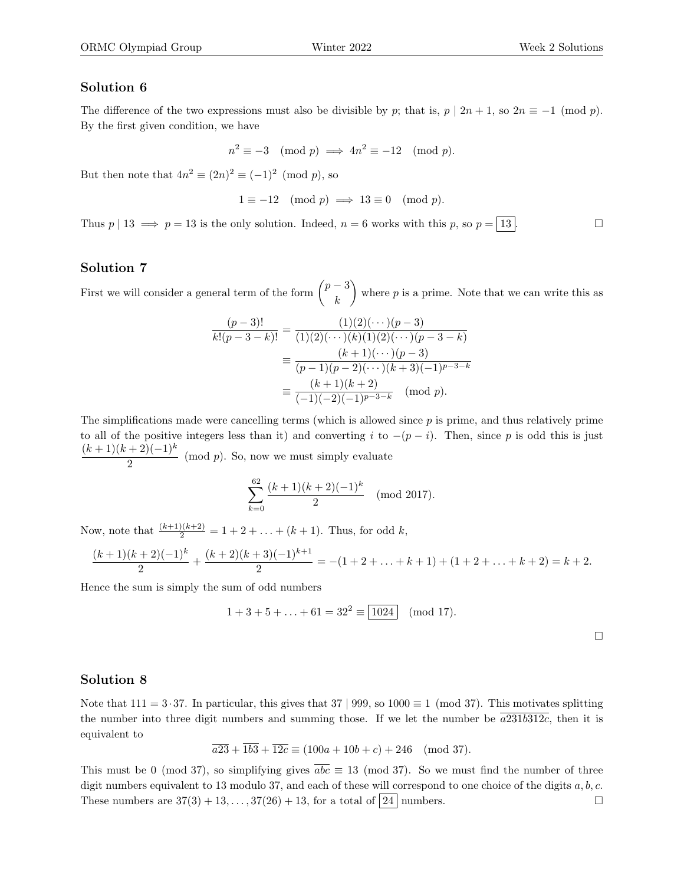## Solution 6

The difference of the two expressions must also be divisible by $p$; that is, $p \mid 2n+1$, so $2n \equiv -1 \pmod{p}$. By the first given condition, we have

$$n^2 \equiv -3 \pmod{p} \implies 4n^2 \equiv -12 \pmod{p}.$$

But then note that $4n^2 \equiv (2n)^2 \equiv (-1)^2 \pmod{p}$, so

$$1 \equiv -12 \pmod{p} \implies 13 \equiv 0 \pmod{p}.$$

Thus $p \mid 13 \implies p = 13$ is the only solution. Indeed, $n = 6$ works with this $p$, so $p = \boxed{13}$. □

## Solution 7

First we will consider a general term of the form $\binom{p-3}{k}$ where $p$ is a prime. Note that we can write this as

$$\begin{aligned}
\frac{(p-3)!}{k!(p-3-k)!} &= \frac{(1)(2)(\cdots)(p-3)}{(1)(2)(\cdots)(k)(1)(2)(\cdots)(p-3-k)} \\
&\equiv \frac{(k+1)(\cdots)(p-3)}{(p-1)(p-2)(\cdots)(k+3)(-1)^{p-3-k}} \\
&\equiv \frac{(k+1)(k+2)}{(-1)(-2)(-1)^{p-3-k}} \pmod{p}.
\end{aligned}$$

The simplifications made were cancelling terms (which is allowed since $p$ is prime, and thus relatively prime to all of the positive integers less than it) and converting $i$ to $-(p-i)$. Then, since $p$ is odd this is just $\frac{(k+1)(k+2)(-1)^k}{2} \pmod{p}$. So, now we must simply evaluate

$$\sum_{k=0}^{62} \frac{(k+1)(k+2)(-1)^k}{2} \pmod{2017}.$$

Now, note that $\frac{(k+1)(k+2)}{2} = 1 + 2 + \ldots + (k+1)$. Thus, for odd $k$,

$$\frac{(k+1)(k+2)(-1)^k}{2} + \frac{(k+2)(k+3)(-1)^{k+1}}{2} = -(1+2+\ldots+k+1) + (1+2+\ldots+k+2) = k+2.$$

Hence the sum is simply the sum of odd numbers

$$1 + 3 + 5 + \ldots + 61 = 32^2 \equiv \boxed{1024} \pmod{17}.$$

□

## Solution 8

Note that $111 = 3 \cdot 37$. In particular, this gives that $37 \mid 999$, so $1000 \equiv 1 \pmod{37}$. This motivates splitting the number into three digit numbers and summing those. If we let the number be $\overline{a231b312c}$, then it is equivalent to

$$\overline{a23} + \overline{1b3} + \overline{12c} \equiv (100a + 10b + c) + 246 \pmod{37}.$$

This must be $0 \pmod{37}$, so simplifying gives $\overline{abc} \equiv 13 \pmod{37}$. So we must find the number of three digit numbers equivalent to 13 modulo 37, and each of these will correspond to one choice of the digits $a, b, c$. These numbers are $37(3) + 13, \ldots, 37(26) + 13$, for a total of $\boxed{24}$ numbers. □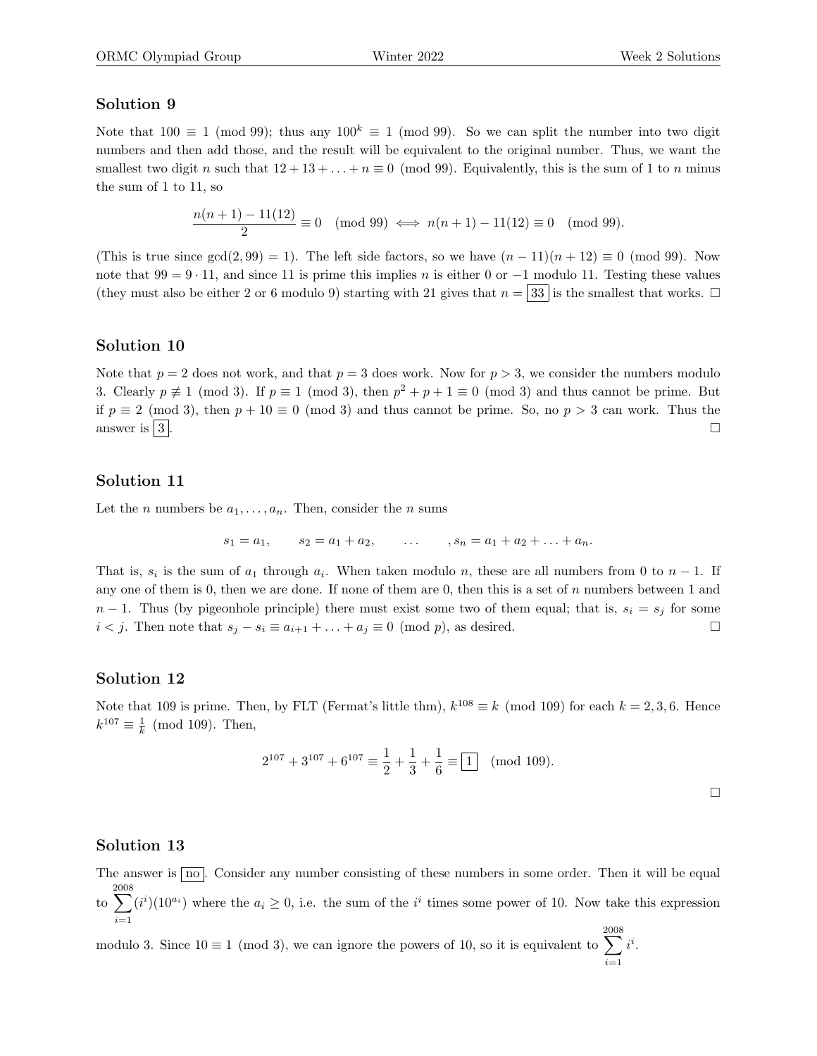## Solution 9

Note that $100 \equiv 1 \pmod{99}$; thus any $100^k \equiv 1 \pmod{99}$. So we can split the number into two digit numbers and then add those, and the result will be equivalent to the original number. Thus, we want the smallest two digit $n$ such that $12 + 13 + \ldots + n \equiv 0 \pmod{99}$. Equivalently, this is the sum of 1 to $n$ minus the sum of 1 to 11, so

$$\frac{n(n+1) - 11(12)}{2} \equiv 0 \pmod{99} \iff n(n+1) - 11(12) \equiv 0 \pmod{99}.$$

(This is true since $\gcd(2, 99) = 1$). The left side factors, so we have $(n-11)(n+12) \equiv 0 \pmod{99}$. Now note that $99 = 9 \cdot 11$, and since 11 is prime this implies $n$ is either 0 or $-1$ modulo 11. Testing these values (they must also be either 2 or 6 modulo 9) starting with 21 gives that $n = \boxed{33}$ is the smallest that works. □

## Solution 10

Note that $p = 2$ does not work, and that $p = 3$ does work. Now for $p > 3$, we consider the numbers modulo 3. Clearly $p \not\equiv 1 \pmod 3$. If $p \equiv 1 \pmod 3$, then $p^2 + p + 1 \equiv 0 \pmod 3$ and thus cannot be prime. But if $p \equiv 2 \pmod 3$, then $p + 10 \equiv 0 \pmod 3$ and thus cannot be prime. So, no $p > 3$ can work. Thus the answer is $\boxed{3}$. □

## Solution 11

Let the $n$ numbers be $a_1, \ldots, a_n$. Then, consider the $n$ sums

$$s_1 = a_1, \qquad s_2 = a_1 + a_2, \qquad \ldots \qquad , s_n = a_1 + a_2 + \ldots + a_n.$$

That is, $s_i$ is the sum of $a_1$ through $a_i$. When taken modulo $n$, these are all numbers from 0 to $n - 1$. If any one of them is 0, then we are done. If none of them are 0, then this is a set of $n$ numbers between 1 and $n - 1$. Thus (by pigeonhole principle) there must exist some two of them equal; that is, $s_i = s_j$ for some $i < j$. Then note that $s_j - s_i \equiv a_{i+1} + \ldots + a_j \equiv 0 \pmod p$, as desired. □

## Solution 12

Note that 109 is prime. Then, by FLT (Fermat's little thm), $k^{108} \equiv k \pmod{109}$ for each $k = 2, 3, 6$. Hence $k^{107} \equiv \frac{1}{k} \pmod{109}$. Then,

$$2^{107} + 3^{107} + 6^{107} \equiv \frac{1}{2} + \frac{1}{3} + \frac{1}{6} \equiv \boxed{1} \pmod{109}.$$

□

## Solution 13

The answer is $\boxed{\text{no}}$. Consider any number consisting of these numbers in some order. Then it will be equal to $\sum_{i=1}^{2008} (i^i)(10^{a_i})$ where the $a_i \geq 0$, i.e. the sum of the $i^i$ times some power of 10. Now take this expression modulo 3. Since $10 \equiv 1 \pmod 3$, we can ignore the powers of 10, so it is equivalent to $\sum_{i=1}^{2008} i^i$.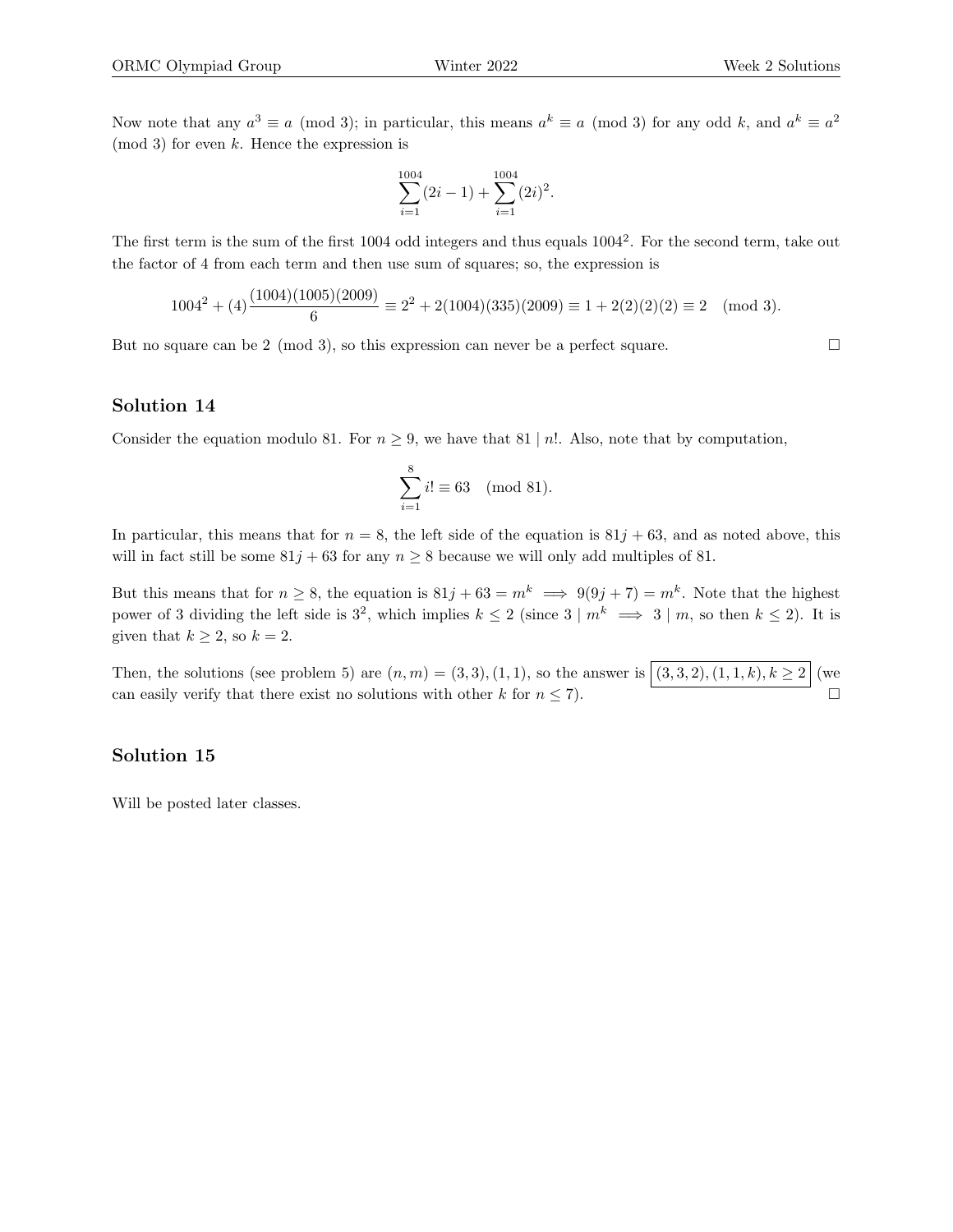Now note that any $a^3 \equiv a \pmod 3$; in particular, this means $a^k \equiv a \pmod 3$ for any odd $k$, and $a^k \equiv a^2 \pmod 3$ for even $k$. Hence the expression is

$$\sum_{i=1}^{1004}(2i-1) + \sum_{i=1}^{1004}(2i)^2.$$

The first term is the sum of the first 1004 odd integers and thus equals $1004^2$. For the second term, take out the factor of 4 from each term and then use sum of squares; so, the expression is

$$1004^2 + (4)\frac{(1004)(1005)(2009)}{6} \equiv 2^2 + 2(1004)(335)(2009) \equiv 1 + 2(2)(2)(2) \equiv 2 \pmod 3.$$

But no square can be $2 \pmod 3$, so this expression can never be a perfect square. □

## Solution 14

Consider the equation modulo 81. For $n \geq 9$, we have that $81 \mid n!$. Also, note that by computation,

$$\sum_{i=1}^{8} i! \equiv 63 \pmod{81}.$$

In particular, this means that for $n = 8$, the left side of the equation is $81j + 63$, and as noted above, this will in fact still be some $81j + 63$ for any $n \geq 8$ because we will only add multiples of 81.

But this means that for $n \geq 8$, the equation is $81j + 63 = m^k \implies 9(9j + 7) = m^k$. Note that the highest power of 3 dividing the left side is $3^2$, which implies $k \leq 2$ (since $3 \mid m^k \implies 3 \mid m$, so then $k \leq 2$). It is given that $k \geq 2$, so $k = 2$.

Then, the solutions (see problem 5) are $(n, m) = (3, 3), (1, 1)$, so the answer is $\boxed{(3,3,2),(1,1,k),k \geq 2}$ (we can easily verify that there exist no solutions with other $k$ for $n \leq 7$). □

## Solution 15

Will be posted later classes.